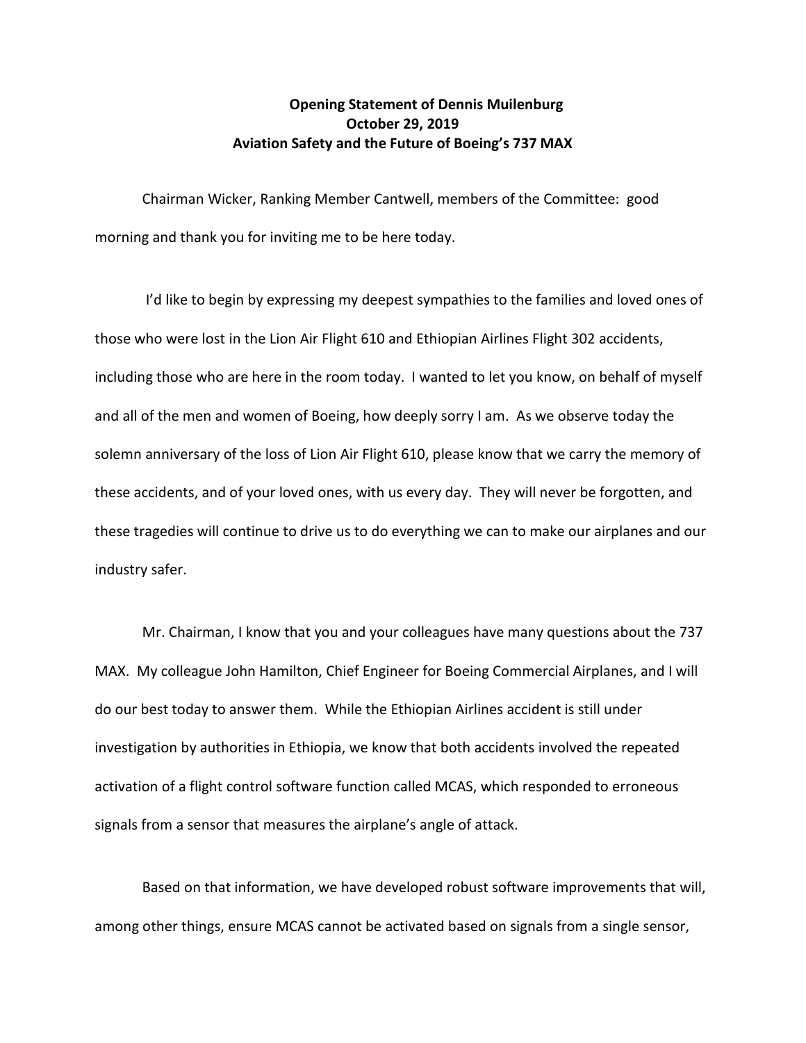**Opening Statement of Dennis Muilenburg**
**October 29, 2019**
**Aviation Safety and the Future of Boeing's 737 MAX**

Chairman Wicker, Ranking Member Cantwell, members of the Committee: good morning and thank you for inviting me to be here today.

I'd like to begin by expressing my deepest sympathies to the families and loved ones of those who were lost in the Lion Air Flight 610 and Ethiopian Airlines Flight 302 accidents, including those who are here in the room today. I wanted to let you know, on behalf of myself and all of the men and women of Boeing, how deeply sorry I am. As we observe today the solemn anniversary of the loss of Lion Air Flight 610, please know that we carry the memory of these accidents, and of your loved ones, with us every day. They will never be forgotten, and these tragedies will continue to drive us to do everything we can to make our airplanes and our industry safer.

Mr. Chairman, I know that you and your colleagues have many questions about the 737 MAX. My colleague John Hamilton, Chief Engineer for Boeing Commercial Airplanes, and I will do our best today to answer them. While the Ethiopian Airlines accident is still under investigation by authorities in Ethiopia, we know that both accidents involved the repeated activation of a flight control software function called MCAS, which responded to erroneous signals from a sensor that measures the airplane's angle of attack.

Based on that information, we have developed robust software improvements that will, among other things, ensure MCAS cannot be activated based on signals from a single sensor,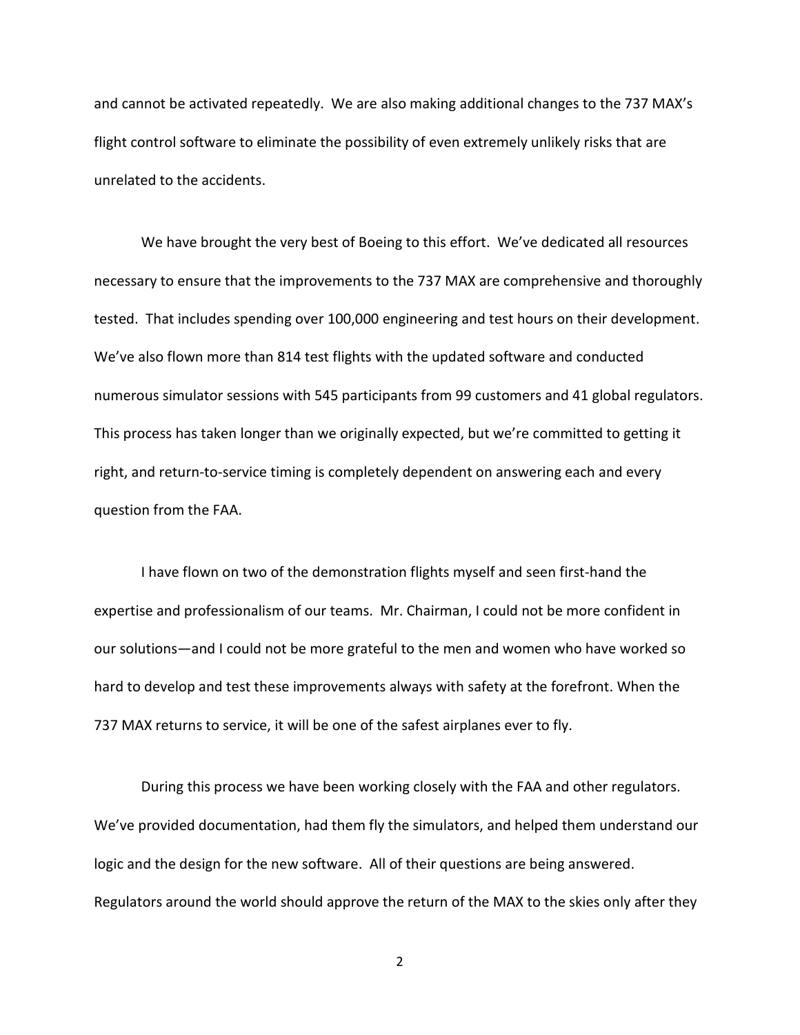and cannot be activated repeatedly. We are also making additional changes to the 737 MAX's flight control software to eliminate the possibility of even extremely unlikely risks that are unrelated to the accidents.

We have brought the very best of Boeing to this effort. We've dedicated all resources necessary to ensure that the improvements to the 737 MAX are comprehensive and thoroughly tested. That includes spending over 100,000 engineering and test hours on their development. We've also flown more than 814 test flights with the updated software and conducted numerous simulator sessions with 545 participants from 99 customers and 41 global regulators. This process has taken longer than we originally expected, but we're committed to getting it right, and return-to-service timing is completely dependent on answering each and every question from the FAA.

I have flown on two of the demonstration flights myself and seen first-hand the expertise and professionalism of our teams. Mr. Chairman, I could not be more confident in our solutions—and I could not be more grateful to the men and women who have worked so hard to develop and test these improvements always with safety at the forefront. When the 737 MAX returns to service, it will be one of the safest airplanes ever to fly.

During this process we have been working closely with the FAA and other regulators. We've provided documentation, had them fly the simulators, and helped them understand our logic and the design for the new software. All of their questions are being answered. Regulators around the world should approve the return of the MAX to the skies only after they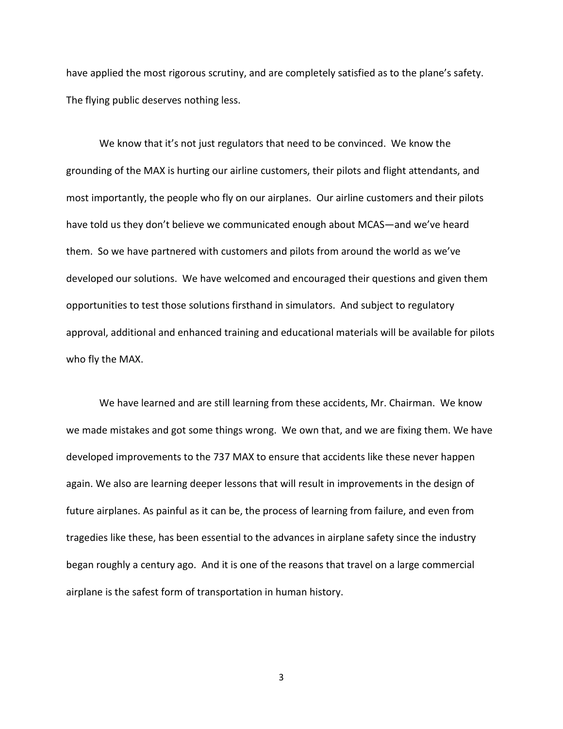have applied the most rigorous scrutiny, and are completely satisfied as to the plane's safety. The flying public deserves nothing less.

We know that it's not just regulators that need to be convinced. We know the grounding of the MAX is hurting our airline customers, their pilots and flight attendants, and most importantly, the people who fly on our airplanes. Our airline customers and their pilots have told us they don't believe we communicated enough about MCAS—and we've heard them. So we have partnered with customers and pilots from around the world as we've developed our solutions. We have welcomed and encouraged their questions and given them opportunities to test those solutions firsthand in simulators. And subject to regulatory approval, additional and enhanced training and educational materials will be available for pilots who fly the MAX.

We have learned and are still learning from these accidents, Mr. Chairman. We know we made mistakes and got some things wrong. We own that, and we are fixing them. We have developed improvements to the 737 MAX to ensure that accidents like these never happen again. We also are learning deeper lessons that will result in improvements in the design of future airplanes. As painful as it can be, the process of learning from failure, and even from tragedies like these, has been essential to the advances in airplane safety since the industry began roughly a century ago. And it is one of the reasons that travel on a large commercial airplane is the safest form of transportation in human history.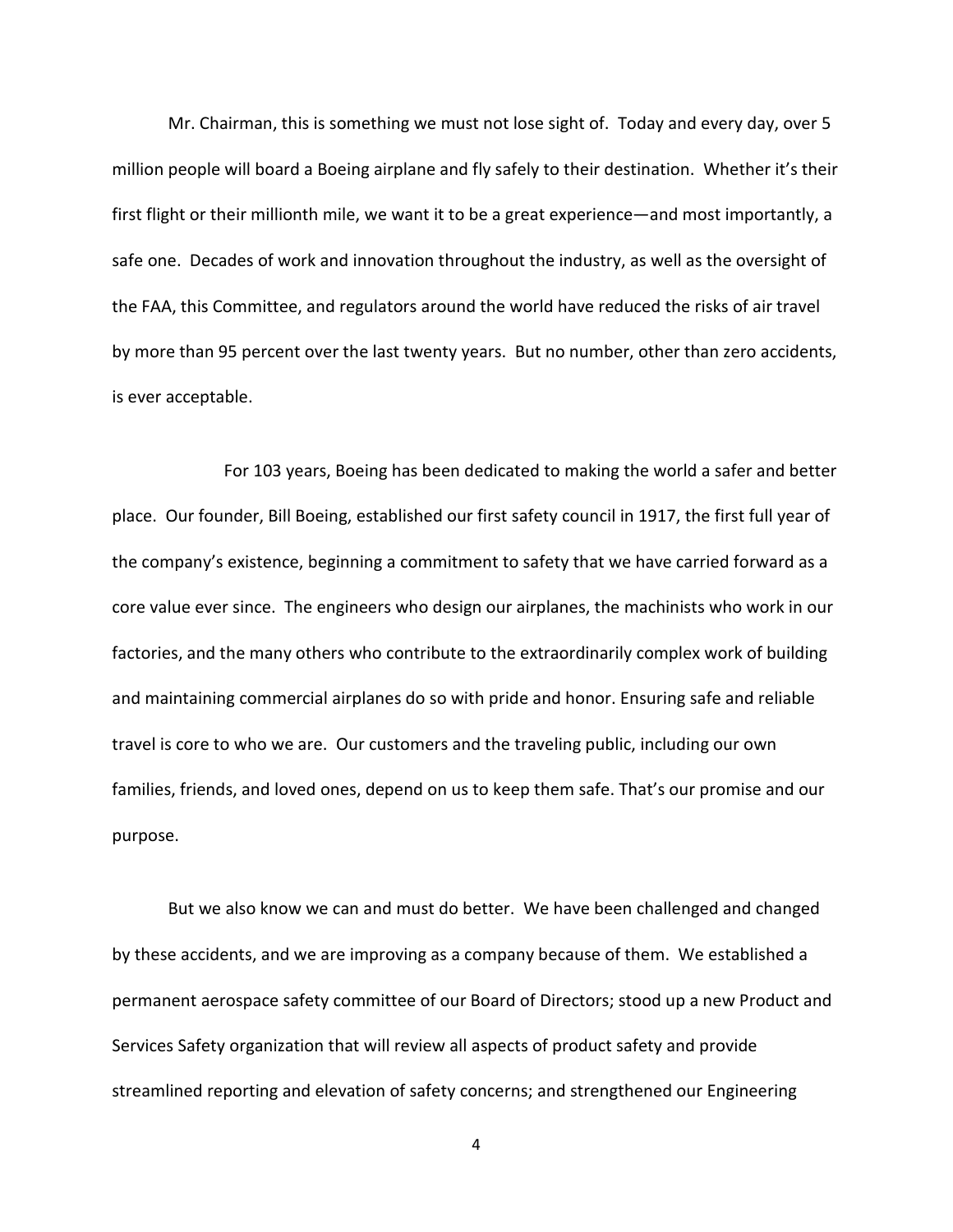Mr. Chairman, this is something we must not lose sight of. Today and every day, over 5 million people will board a Boeing airplane and fly safely to their destination. Whether it's their first flight or their millionth mile, we want it to be a great experience—and most importantly, a safe one. Decades of work and innovation throughout the industry, as well as the oversight of the FAA, this Committee, and regulators around the world have reduced the risks of air travel by more than 95 percent over the last twenty years. But no number, other than zero accidents, is ever acceptable.

For 103 years, Boeing has been dedicated to making the world a safer and better place. Our founder, Bill Boeing, established our first safety council in 1917, the first full year of the company's existence, beginning a commitment to safety that we have carried forward as a core value ever since. The engineers who design our airplanes, the machinists who work in our factories, and the many others who contribute to the extraordinarily complex work of building and maintaining commercial airplanes do so with pride and honor. Ensuring safe and reliable travel is core to who we are. Our customers and the traveling public, including our own families, friends, and loved ones, depend on us to keep them safe. That's our promise and our purpose.

But we also know we can and must do better. We have been challenged and changed by these accidents, and we are improving as a company because of them. We established a permanent aerospace safety committee of our Board of Directors; stood up a new Product and Services Safety organization that will review all aspects of product safety and provide streamlined reporting and elevation of safety concerns; and strengthened our Engineering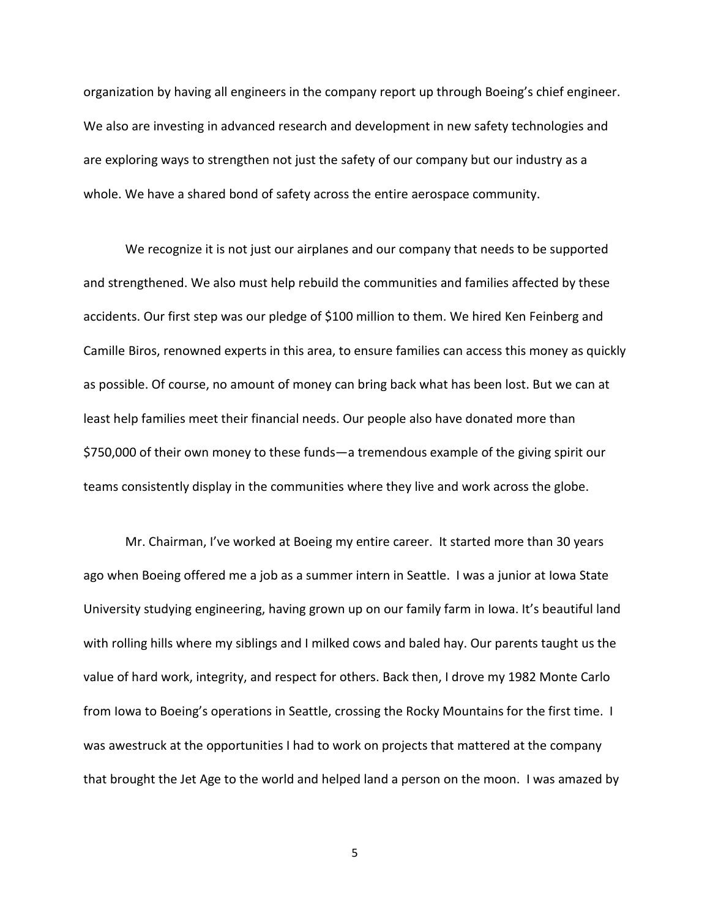organization by having all engineers in the company report up through Boeing's chief engineer. We also are investing in advanced research and development in new safety technologies and are exploring ways to strengthen not just the safety of our company but our industry as a whole. We have a shared bond of safety across the entire aerospace community.

We recognize it is not just our airplanes and our company that needs to be supported and strengthened. We also must help rebuild the communities and families affected by these accidents. Our first step was our pledge of $100 million to them. We hired Ken Feinberg and Camille Biros, renowned experts in this area, to ensure families can access this money as quickly as possible. Of course, no amount of money can bring back what has been lost. But we can at least help families meet their financial needs. Our people also have donated more than $750,000 of their own money to these funds—a tremendous example of the giving spirit our teams consistently display in the communities where they live and work across the globe.

Mr. Chairman, I've worked at Boeing my entire career. It started more than 30 years ago when Boeing offered me a job as a summer intern in Seattle. I was a junior at Iowa State University studying engineering, having grown up on our family farm in Iowa. It's beautiful land with rolling hills where my siblings and I milked cows and baled hay. Our parents taught us the value of hard work, integrity, and respect for others. Back then, I drove my 1982 Monte Carlo from Iowa to Boeing's operations in Seattle, crossing the Rocky Mountains for the first time. I was awestruck at the opportunities I had to work on projects that mattered at the company that brought the Jet Age to the world and helped land a person on the moon. I was amazed by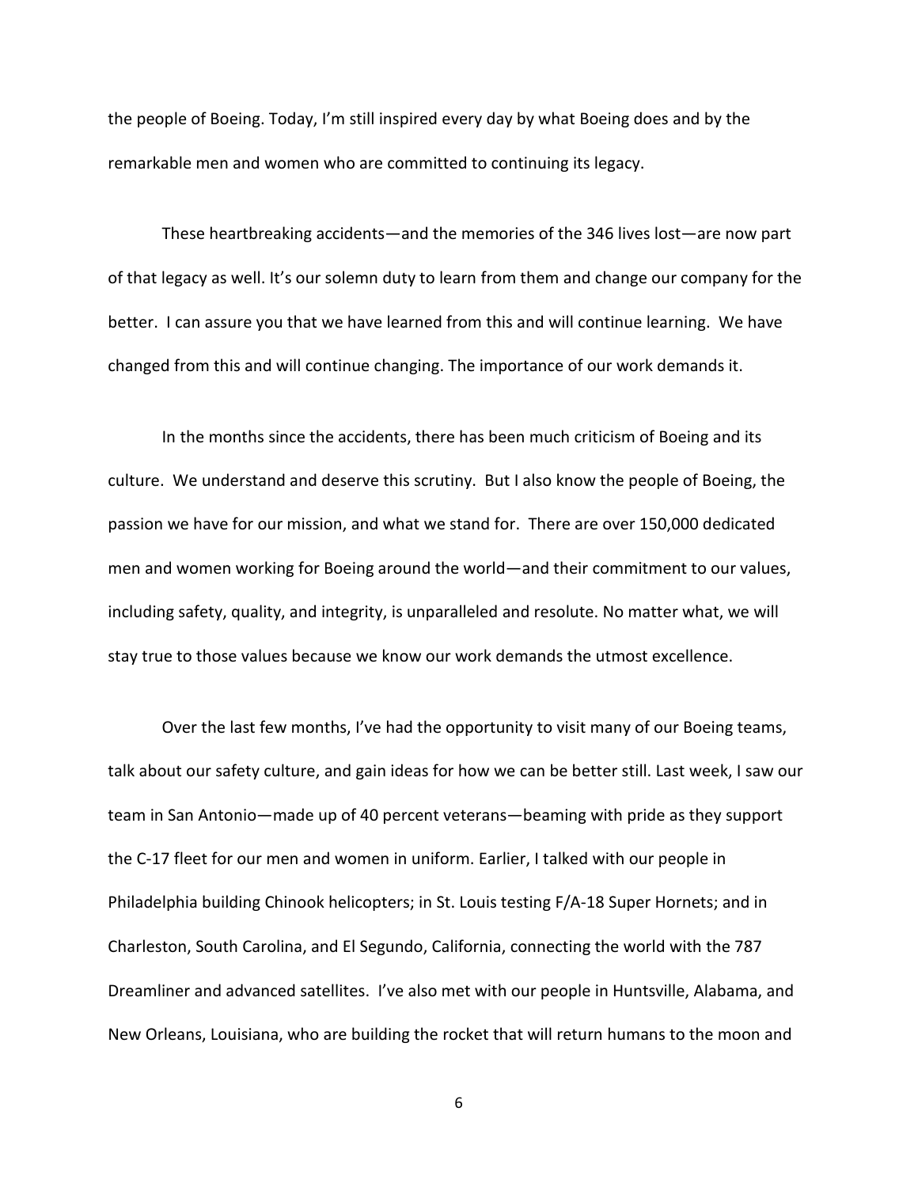the people of Boeing. Today, I'm still inspired every day by what Boeing does and by the remarkable men and women who are committed to continuing its legacy.

These heartbreaking accidents—and the memories of the 346 lives lost—are now part of that legacy as well. It's our solemn duty to learn from them and change our company for the better. I can assure you that we have learned from this and will continue learning. We have changed from this and will continue changing. The importance of our work demands it.

In the months since the accidents, there has been much criticism of Boeing and its culture. We understand and deserve this scrutiny. But I also know the people of Boeing, the passion we have for our mission, and what we stand for. There are over 150,000 dedicated men and women working for Boeing around the world—and their commitment to our values, including safety, quality, and integrity, is unparalleled and resolute. No matter what, we will stay true to those values because we know our work demands the utmost excellence.

Over the last few months, I've had the opportunity to visit many of our Boeing teams, talk about our safety culture, and gain ideas for how we can be better still. Last week, I saw our team in San Antonio—made up of 40 percent veterans—beaming with pride as they support the C-17 fleet for our men and women in uniform. Earlier, I talked with our people in Philadelphia building Chinook helicopters; in St. Louis testing F/A-18 Super Hornets; and in Charleston, South Carolina, and El Segundo, California, connecting the world with the 787 Dreamliner and advanced satellites. I've also met with our people in Huntsville, Alabama, and New Orleans, Louisiana, who are building the rocket that will return humans to the moon and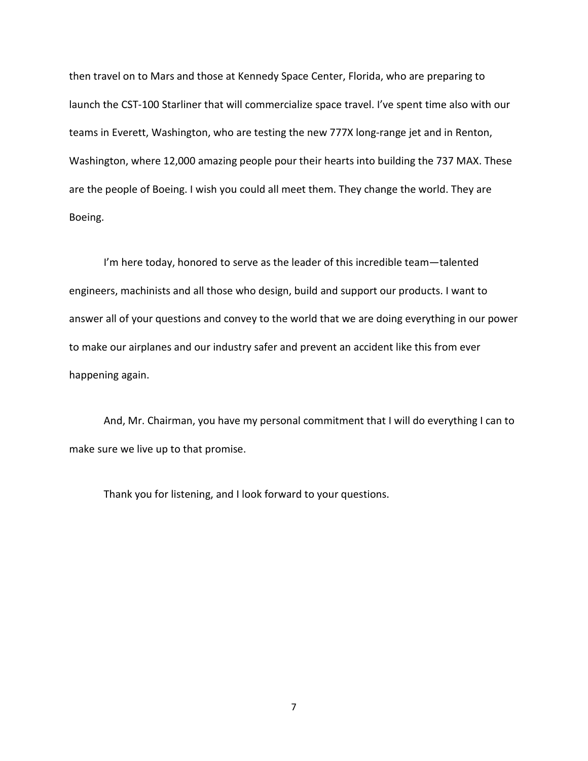then travel on to Mars and those at Kennedy Space Center, Florida, who are preparing to launch the CST-100 Starliner that will commercialize space travel. I've spent time also with our teams in Everett, Washington, who are testing the new 777X long-range jet and in Renton, Washington, where 12,000 amazing people pour their hearts into building the 737 MAX. These are the people of Boeing. I wish you could all meet them. They change the world. They are Boeing.

I'm here today, honored to serve as the leader of this incredible team—talented engineers, machinists and all those who design, build and support our products. I want to answer all of your questions and convey to the world that we are doing everything in our power to make our airplanes and our industry safer and prevent an accident like this from ever happening again.

And, Mr. Chairman, you have my personal commitment that I will do everything I can to make sure we live up to that promise.

Thank you for listening, and I look forward to your questions.